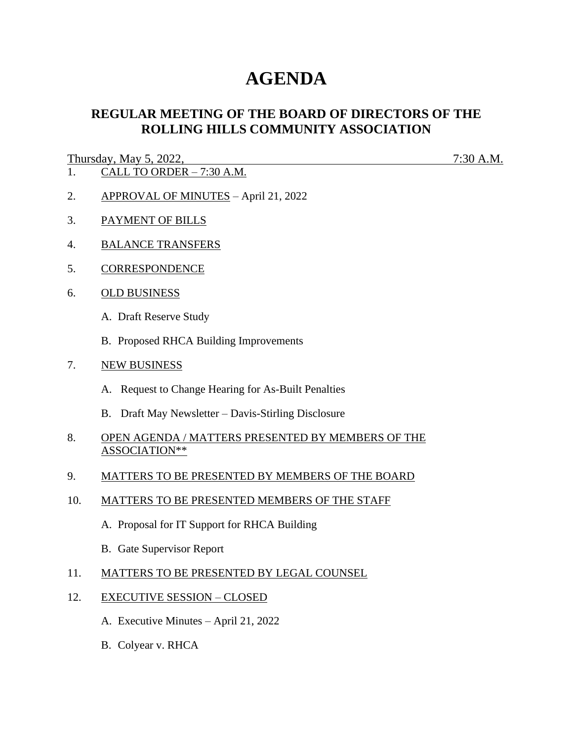# AGENDA

## REGULAR MEETING OF THE BOARD OF DIRECTORS OF THE ROLLING HILLS COMMUNITY ASSOCIATION

Thursday, May 5, 2022, 7:30 A.M.

1. CALL TO ORDER – 7:30 A.M.

2. APPROVAL OF MINUTES – April 21, 2022

3. PAYMENT OF BILLS

4. BALANCE TRANSFERS

5. CORRESPONDENCE

6. OLD BUSINESS

   A. Draft Reserve Study

   B. Proposed RHCA Building Improvements

7. NEW BUSINESS

   A. Request to Change Hearing for As-Built Penalties

   B. Draft May Newsletter – Davis-Stirling Disclosure

8. OPEN AGENDA / MATTERS PRESENTED BY MEMBERS OF THE ASSOCIATION**

9. MATTERS TO BE PRESENTED BY MEMBERS OF THE BOARD

10. MATTERS TO BE PRESENTED MEMBERS OF THE STAFF

    A. Proposal for IT Support for RHCA Building

    B. Gate Supervisor Report

11. MATTERS TO BE PRESENTED BY LEGAL COUNSEL

12. EXECUTIVE SESSION – CLOSED

    A. Executive Minutes – April 21, 2022

    B. Colyear v. RHCA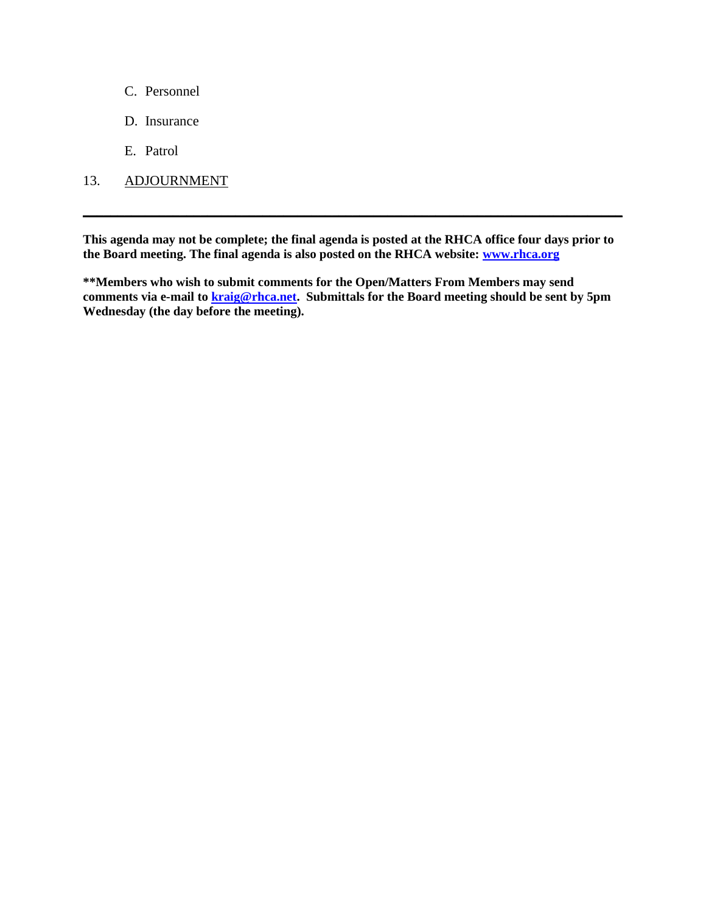C. Personnel

D. Insurance

E. Patrol

13. <u>ADJOURNMENT</u>

---

**This agenda may not be complete; the final agenda is posted at the RHCA office four days prior to the Board meeting. The final agenda is also posted on the RHCA website: [www.rhca.org](http://www.rhca.org)**

****Members who wish to submit comments for the Open/Matters From Members may send comments via e-mail to [kraig@rhca.net](mailto:kraig@rhca.net). Submittals for the Board meeting should be sent by 5pm Wednesday (the day before the meeting).**